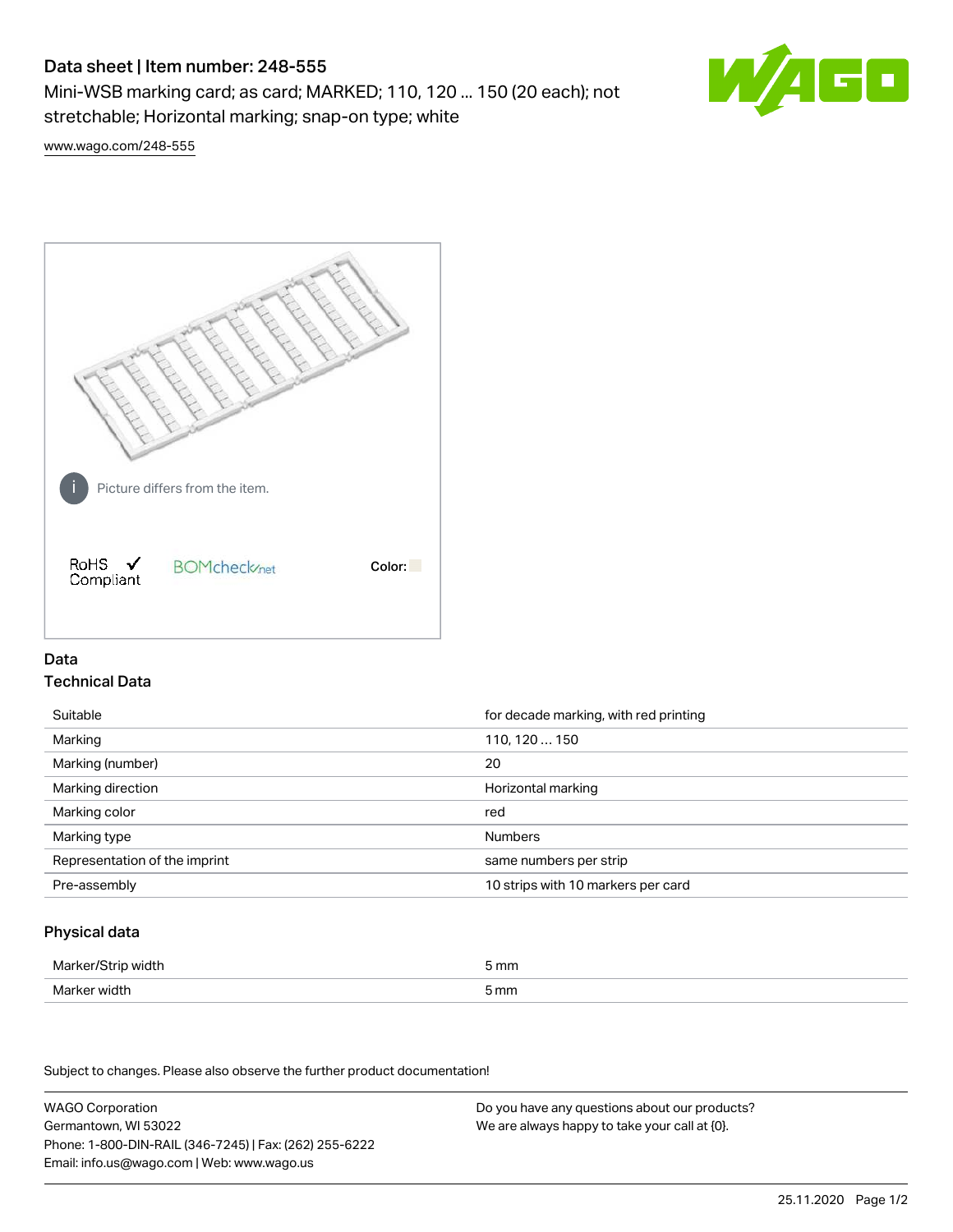# Data sheet | Item number: 248-555

Mini-WSB marking card; as card; MARKED; 110, 120 ... 150 (20 each); not stretchable; Horizontal marking; snap-on type; white

www.wago.com/248-555

Picture differs from the item.

RoHS Compliant

BOMcheck.net

Color:

## Data

### Technical Data

| | |
|---|---|
| Suitable | for decade marking, with red printing |
| Marking | 110, 120 … 150 |
| Marking (number) | 20 |
| Marking direction | Horizontal marking |
| Marking color | red |
| Marking type | Numbers |
| Representation of the imprint | same numbers per strip |
| Pre-assembly | 10 strips with 10 markers per card |

### Physical data

| | |
|---|---|
| Marker/Strip width | 5 mm |
| Marker width | 5 mm |

Subject to changes. Please also observe the further product documentation!

WAGO Corporation
Germantown, WI 53022
Phone: 1-800-DIN-RAIL (346-7245) | Fax: (262) 255-6222
Email: info.us@wago.com | Web: www.wago.us

Do you have any questions about our products?
We are always happy to take your call at {0}.

25.11.2020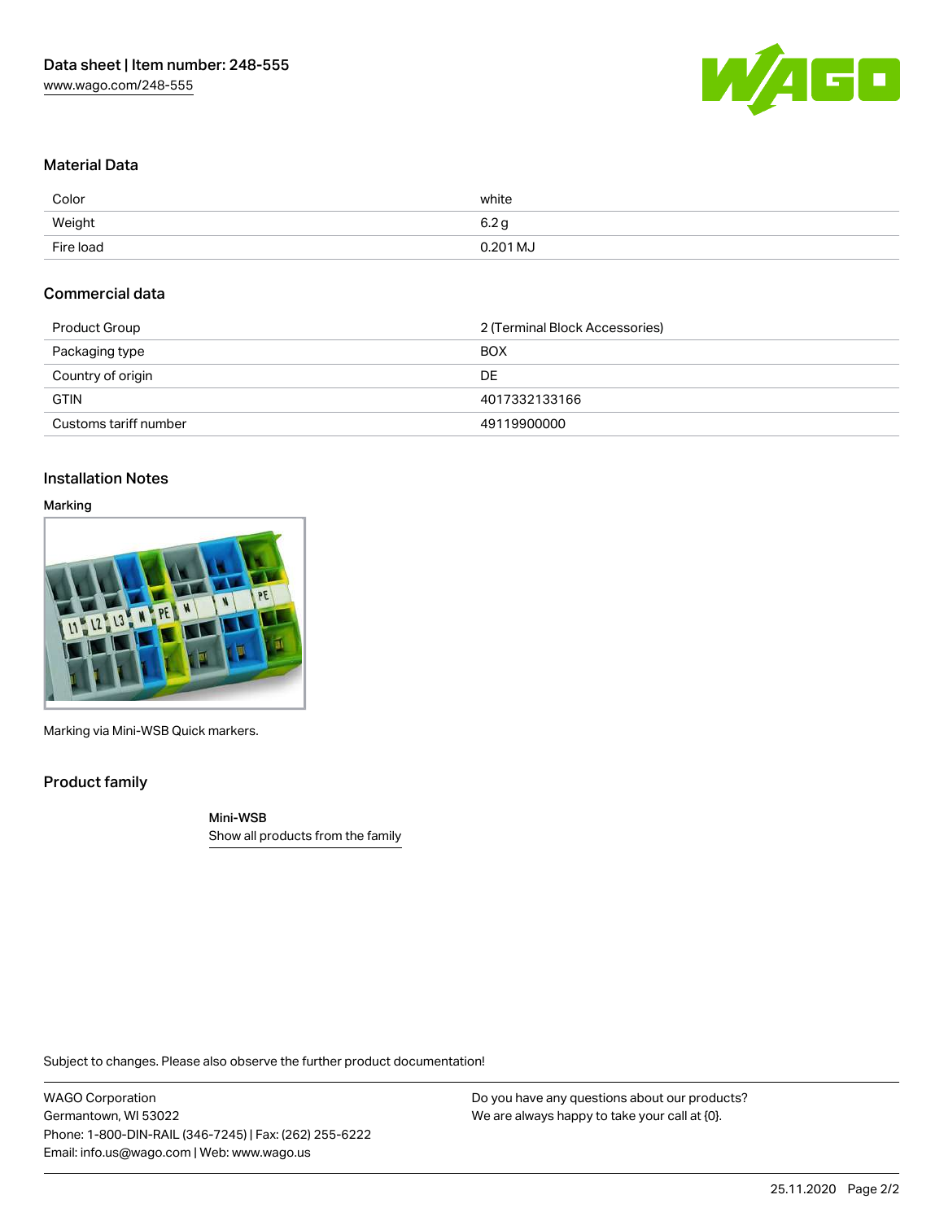Data sheet | Item number: 248-555

www.wago.com/248-555

## Material Data

| | |
|---|---|
| Color | white |
| Weight | 6.2 g |
| Fire load | 0.201 MJ |

## Commercial data

| | |
|---|---|
| Product Group | 2 (Terminal Block Accessories) |
| Packaging type | BOX |
| Country of origin | DE |
| GTIN | 4017332133166 |
| Customs tariff number | 49119900000 |

## Installation Notes

### Marking

Marking via Mini-WSB Quick markers.

## Product family

Mini-WSB
Show all products from the family

Subject to changes. Please also observe the further product documentation!

WAGO Corporation
Germantown, WI 53022
Phone: 1-800-DIN-RAIL (346-7245) | Fax: (262) 255-6222
Email: info.us@wago.com | Web: www.wago.us

Do you have any questions about our products?
We are always happy to take your call at {0}.

25.11.2020